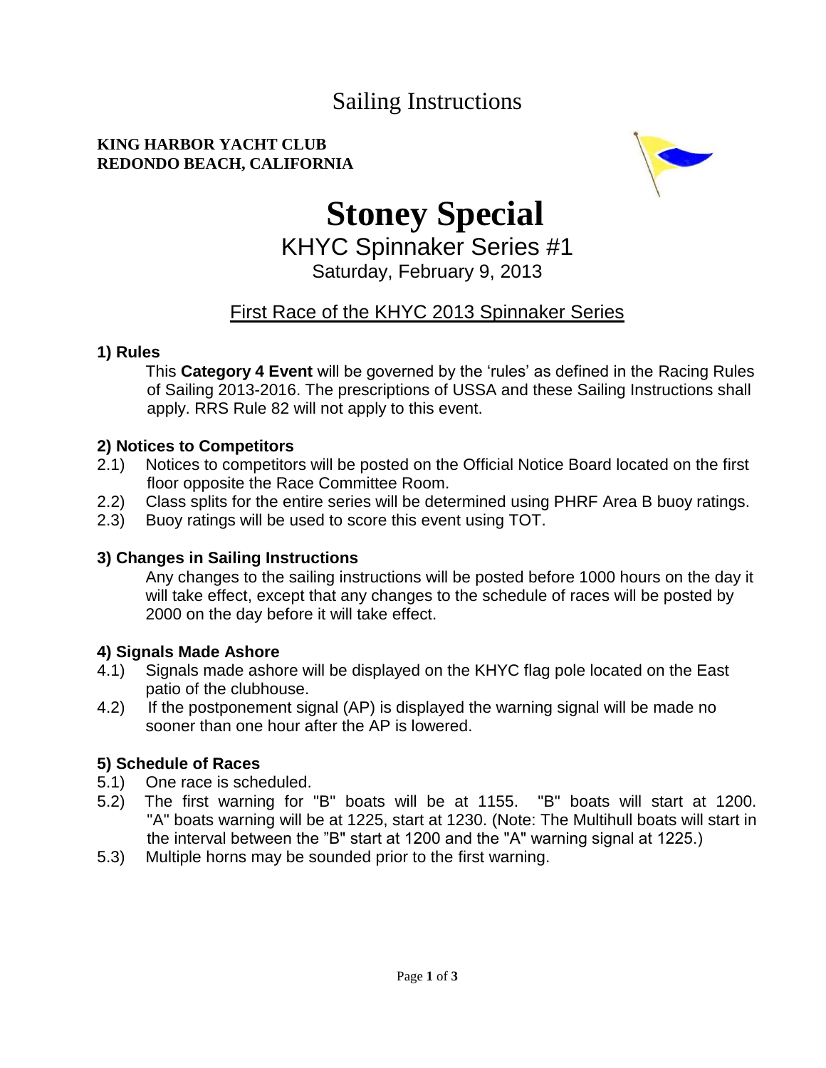# Sailing Instructions

**KING HARBOR YACHT CLUB**
**REDONDO BEACH, CALIFORNIA**

# Stoney Special

## KHYC Spinnaker Series #1

Saturday, February 9, 2013

## First Race of the KHYC 2013 Spinnaker Series

### 1) Rules

This **Category 4 Event** will be governed by the 'rules' as defined in the Racing Rules of Sailing 2013-2016. The prescriptions of USSA and these Sailing Instructions shall apply. RRS Rule 82 will not apply to this event.

### 2) Notices to Competitors

2.1) Notices to competitors will be posted on the Official Notice Board located on the first floor opposite the Race Committee Room.

2.2) Class splits for the entire series will be determined using PHRF Area B buoy ratings.

2.3) Buoy ratings will be used to score this event using TOT.

### 3) Changes in Sailing Instructions

Any changes to the sailing instructions will be posted before 1000 hours on the day it will take effect, except that any changes to the schedule of races will be posted by 2000 on the day before it will take effect.

### 4) Signals Made Ashore

4.1) Signals made ashore will be displayed on the KHYC flag pole located on the East patio of the clubhouse.

4.2) If the postponement signal (AP) is displayed the warning signal will be made no sooner than one hour after the AP is lowered.

### 5) Schedule of Races

5.1) One race is scheduled.

5.2) The first warning for "B" boats will be at 1155. "B" boats will start at 1200. "A" boats warning will be at 1225, start at 1230. (Note: The Multihull boats will start in the interval between the "B" start at 1200 and the "A" warning signal at 1225.)

5.3) Multiple horns may be sounded prior to the first warning.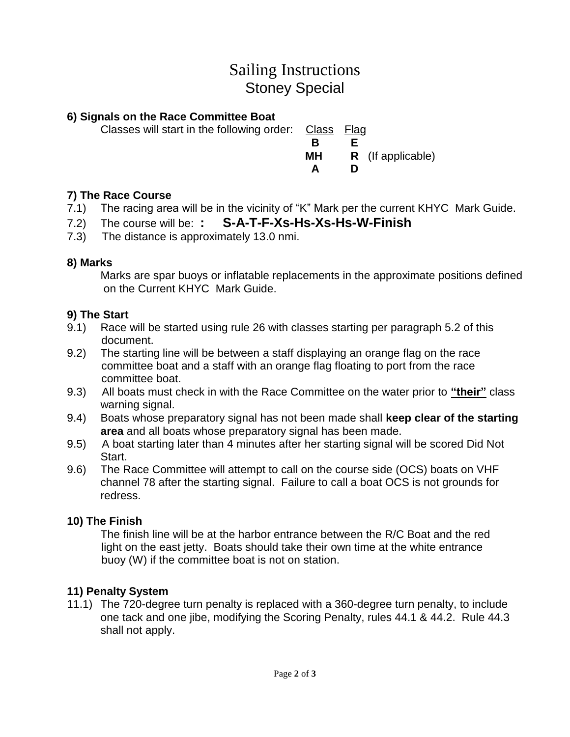# Sailing Instructions
## Stoney Special

**6) Signals on the Race Committee Boat**

Classes will start in the following order:

| Class | Flag | |
|---|---|---|
| **B** | **E** | |
| **MH** | **R** | (If applicable) |
| **A** | **D** | |

**7) The Race Course**

7.1) The racing area will be in the vicinity of "K" Mark per the current KHYC Mark Guide.

7.2) The course will be: **: S-A-T-F-Xs-Hs-Xs-Hs-W-Finish**

7.3) The distance is approximately 13.0 nmi.

**8) Marks**

Marks are spar buoys or inflatable replacements in the approximate positions defined on the Current KHYC Mark Guide.

**9) The Start**

9.1) Race will be started using rule 26 with classes starting per paragraph 5.2 of this document.

9.2) The starting line will be between a staff displaying an orange flag on the race committee boat and a staff with an orange flag floating to port from the race committee boat.

9.3) All boats must check in with the Race Committee on the water prior to **"their"** class warning signal.

9.4) Boats whose preparatory signal has not been made shall **keep clear of the starting area** and all boats whose preparatory signal has been made.

9.5) A boat starting later than 4 minutes after her starting signal will be scored Did Not Start.

9.6) The Race Committee will attempt to call on the course side (OCS) boats on VHF channel 78 after the starting signal. Failure to call a boat OCS is not grounds for redress.

**10) The Finish**

The finish line will be at the harbor entrance between the R/C Boat and the red light on the east jetty. Boats should take their own time at the white entrance buoy (W) if the committee boat is not on station.

**11) Penalty System**

11.1) The 720-degree turn penalty is replaced with a 360-degree turn penalty, to include one tack and one jibe, modifying the Scoring Penalty, rules 44.1 & 44.2. Rule 44.3 shall not apply.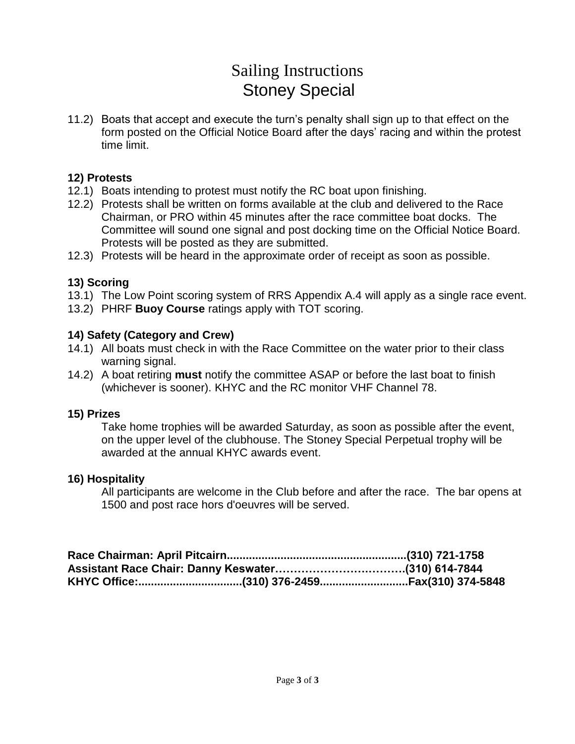# Sailing Instructions
# Stoney Special

11.2) Boats that accept and execute the turn's penalty shall sign up to that effect on the form posted on the Official Notice Board after the days' racing and within the protest time limit.

**12) Protests**

12.1) Boats intending to protest must notify the RC boat upon finishing.

12.2) Protests shall be written on forms available at the club and delivered to the Race Chairman, or PRO within 45 minutes after the race committee boat docks. The Committee will sound one signal and post docking time on the Official Notice Board. Protests will be posted as they are submitted.

12.3) Protests will be heard in the approximate order of receipt as soon as possible.

**13) Scoring**

13.1) The Low Point scoring system of RRS Appendix A.4 will apply as a single race event.

13.2) PHRF **Buoy Course** ratings apply with TOT scoring.

**14) Safety (Category and Crew)**

14.1) All boats must check in with the Race Committee on the water prior to their class warning signal.

14.2) A boat retiring **must** notify the committee ASAP or before the last boat to finish (whichever is sooner). KHYC and the RC monitor VHF Channel 78.

**15) Prizes**

Take home trophies will be awarded Saturday, as soon as possible after the event, on the upper level of the clubhouse. The Stoney Special Perpetual trophy will be awarded at the annual KHYC awards event.

**16) Hospitality**

All participants are welcome in the Club before and after the race. The bar opens at 1500 and post race hors d'oeuvres will be served.

**Race Chairman: April Pitcairn........................................................(310) 721-1758**
**Assistant Race Chair: Danny Keswater…………………………….(310) 614-7844**
**KHYC Office:.................................(310) 376-2459............................Fax(310) 374-5848**